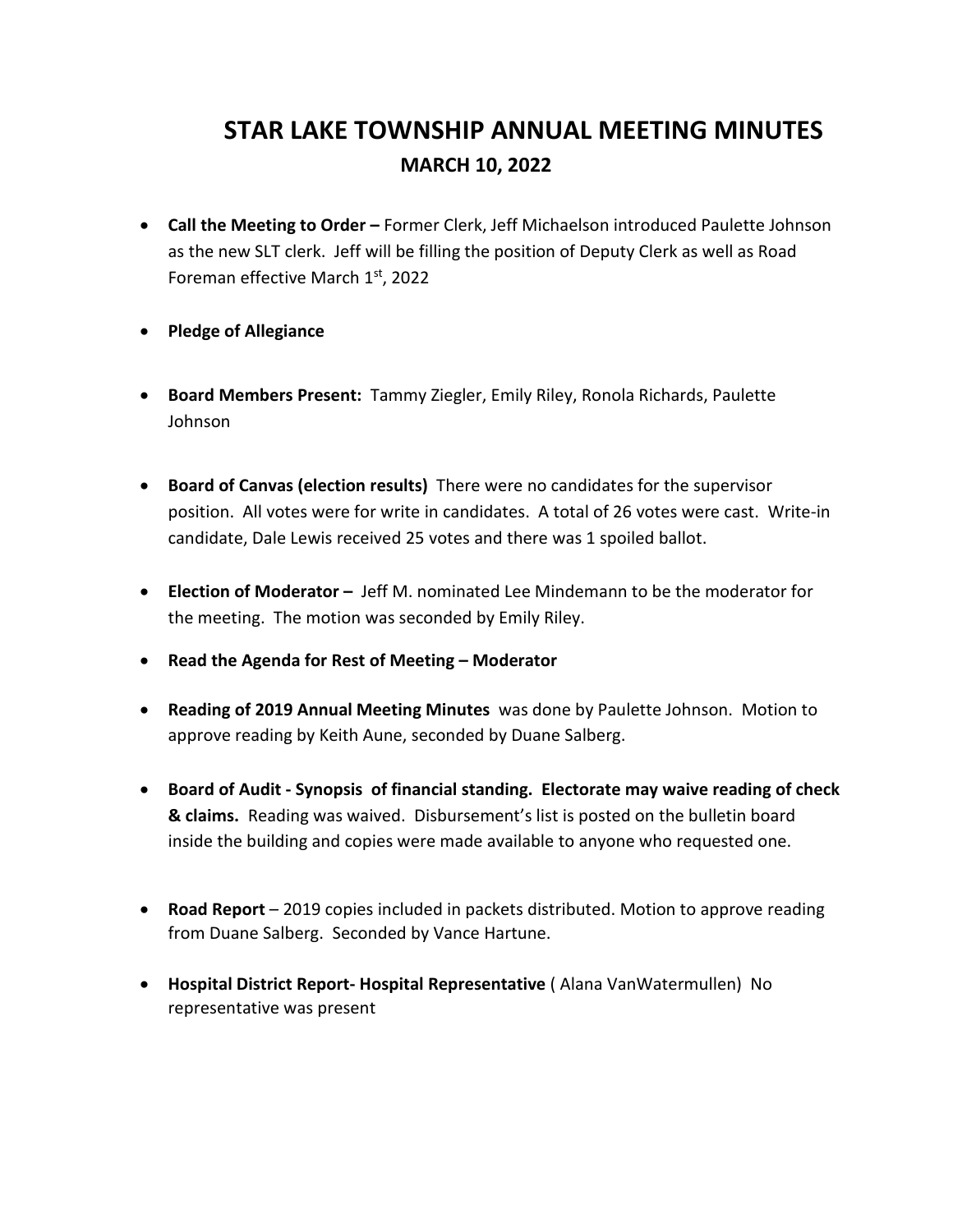# STAR LAKE TOWNSHIP ANNUAL MEETING MINUTES

## MARCH 10, 2022

- **Call the Meeting to Order –** Former Clerk, Jeff Michaelson introduced Paulette Johnson as the new SLT clerk. Jeff will be filling the position of Deputy Clerk as well as Road Foreman effective March 1st, 2022

- **Pledge of Allegiance**

- **Board Members Present:** Tammy Ziegler, Emily Riley, Ronola Richards, Paulette Johnson

- **Board of Canvas (election results)** There were no candidates for the supervisor position. All votes were for write in candidates. A total of 26 votes were cast. Write-in candidate, Dale Lewis received 25 votes and there was 1 spoiled ballot.

- **Election of Moderator –** Jeff M. nominated Lee Mindemann to be the moderator for the meeting. The motion was seconded by Emily Riley.

- **Read the Agenda for Rest of Meeting – Moderator**

- **Reading of 2019 Annual Meeting Minutes** was done by Paulette Johnson. Motion to approve reading by Keith Aune, seconded by Duane Salberg.

- **Board of Audit - Synopsis of financial standing. Electorate may waive reading of check & claims.** Reading was waived. Disbursement's list is posted on the bulletin board inside the building and copies were made available to anyone who requested one.

- **Road Report** – 2019 copies included in packets distributed. Motion to approve reading from Duane Salberg. Seconded by Vance Hartune.

- **Hospital District Report- Hospital Representative** ( Alana VanWatermullen) No representative was present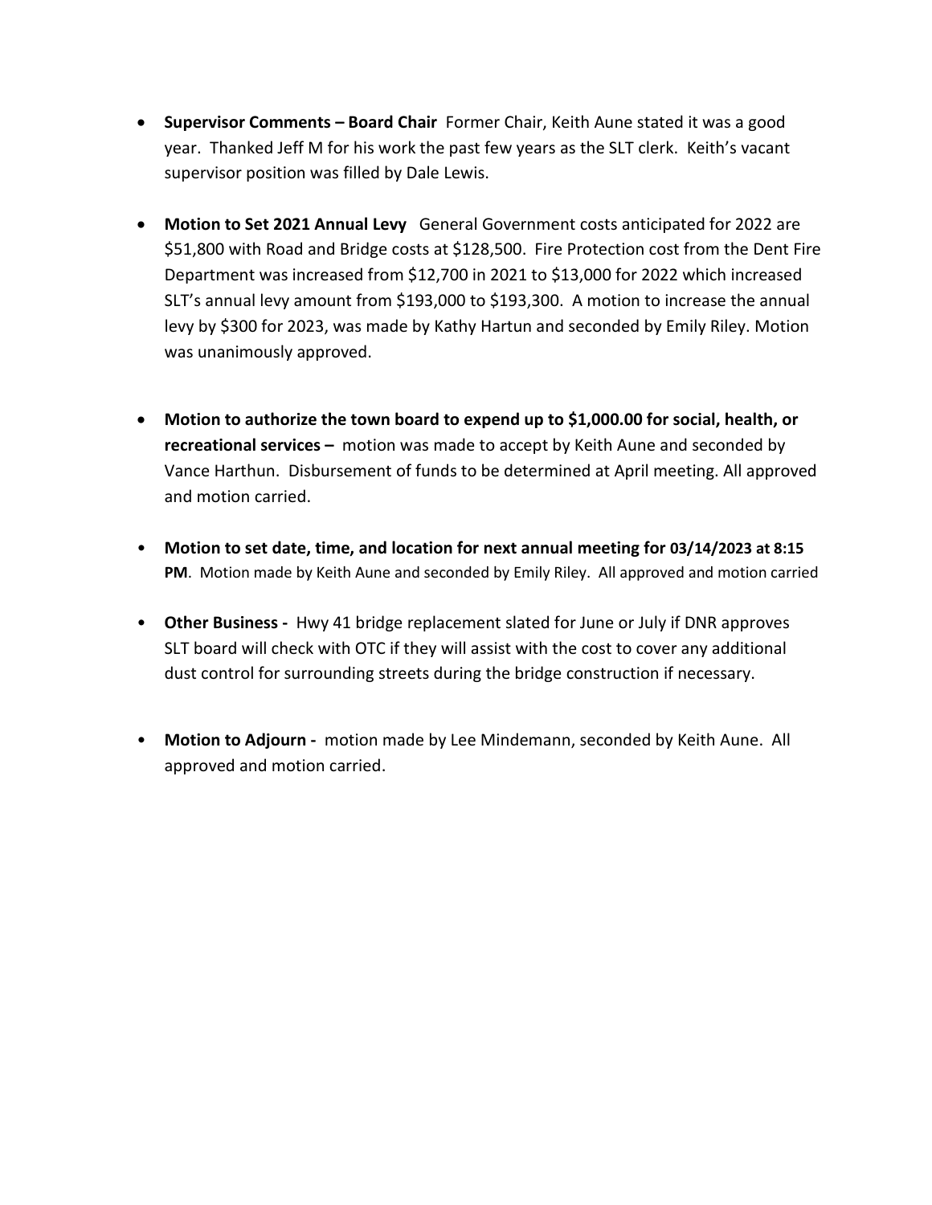- **Supervisor Comments – Board Chair** Former Chair, Keith Aune stated it was a good year. Thanked Jeff M for his work the past few years as the SLT clerk. Keith's vacant supervisor position was filled by Dale Lewis.

- **Motion to Set 2021 Annual Levy** General Government costs anticipated for 2022 are $51,800 with Road and Bridge costs at $128,500. Fire Protection cost from the Dent Fire Department was increased from $12,700 in 2021 to $13,000 for 2022 which increased SLT's annual levy amount from $193,000 to $193,300. A motion to increase the annual levy by $300 for 2023, was made by Kathy Hartun and seconded by Emily Riley. Motion was unanimously approved.

- **Motion to authorize the town board to expend up to $1,000.00 for social, health, or recreational services –** motion was made to accept by Keith Aune and seconded by Vance Harthun. Disbursement of funds to be determined at April meeting. All approved and motion carried.

- **Motion to set date, time, and location for next annual meeting for 03/14/2023 at 8:15 PM**. Motion made by Keith Aune and seconded by Emily Riley. All approved and motion carried

- **Other Business -** Hwy 41 bridge replacement slated for June or July if DNR approves SLT board will check with OTC if they will assist with the cost to cover any additional dust control for surrounding streets during the bridge construction if necessary.

- **Motion to Adjourn -** motion made by Lee Mindemann, seconded by Keith Aune. All approved and motion carried.